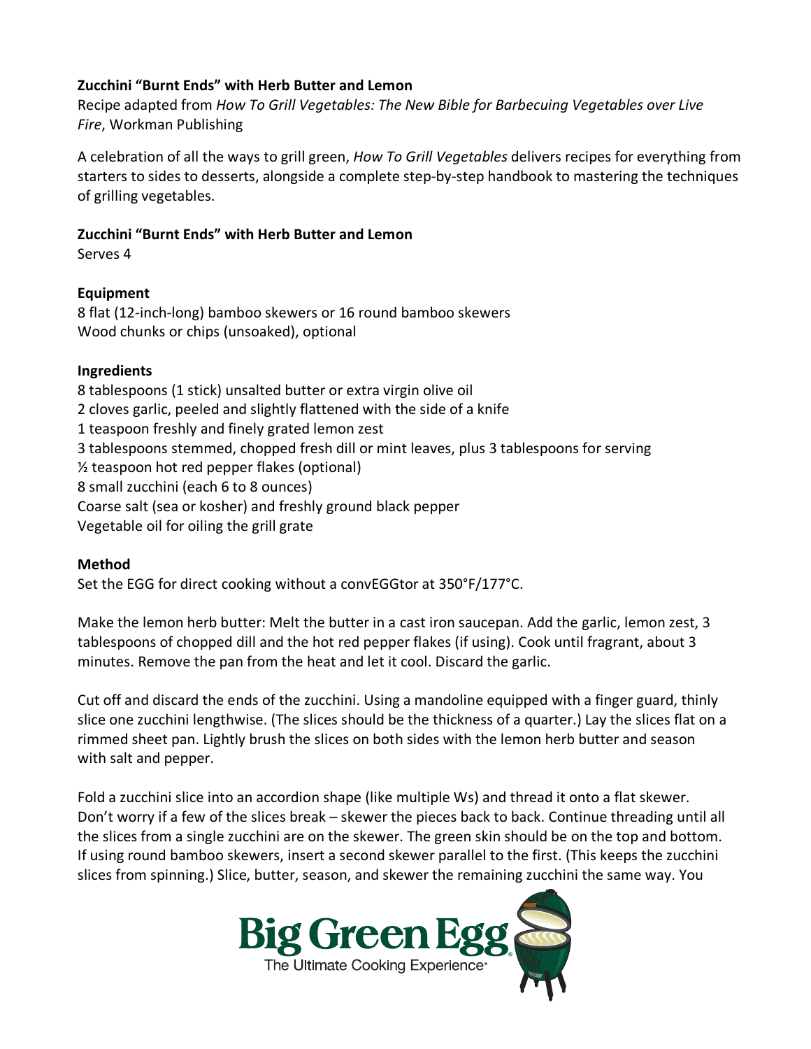**Zucchini "Burnt Ends" with Herb Butter and Lemon**

Recipe adapted from *How To Grill Vegetables: The New Bible for Barbecuing Vegetables over Live Fire*, Workman Publishing

A celebration of all the ways to grill green, *How To Grill Vegetables* delivers recipes for everything from starters to sides to desserts, alongside a complete step-by-step handbook to mastering the techniques of grilling vegetables.

**Zucchini "Burnt Ends" with Herb Butter and Lemon**

Serves 4

**Equipment**

8 flat (12-inch-long) bamboo skewers or 16 round bamboo skewers
Wood chunks or chips (unsoaked), optional

**Ingredients**

8 tablespoons (1 stick) unsalted butter or extra virgin olive oil
2 cloves garlic, peeled and slightly flattened with the side of a knife
1 teaspoon freshly and finely grated lemon zest
3 tablespoons stemmed, chopped fresh dill or mint leaves, plus 3 tablespoons for serving
½ teaspoon hot red pepper flakes (optional)
8 small zucchini (each 6 to 8 ounces)
Coarse salt (sea or kosher) and freshly ground black pepper
Vegetable oil for oiling the grill grate

**Method**

Set the EGG for direct cooking without a convEGGtor at 350°F/177°C.

Make the lemon herb butter: Melt the butter in a cast iron saucepan. Add the garlic, lemon zest, 3 tablespoons of chopped dill and the hot red pepper flakes (if using). Cook until fragrant, about 3 minutes. Remove the pan from the heat and let it cool. Discard the garlic.

Cut off and discard the ends of the zucchini. Using a mandoline equipped with a finger guard, thinly slice one zucchini lengthwise. (The slices should be the thickness of a quarter.) Lay the slices flat on a rimmed sheet pan. Lightly brush the slices on both sides with the lemon herb butter and season with salt and pepper.

Fold a zucchini slice into an accordion shape (like multiple Ws) and thread it onto a flat skewer. Don't worry if a few of the slices break – skewer the pieces back to back. Continue threading until all the slices from a single zucchini are on the skewer. The green skin should be on the top and bottom. If using round bamboo skewers, insert a second skewer parallel to the first. (This keeps the zucchini slices from spinning.) Slice, butter, season, and skewer the remaining zucchini the same way. You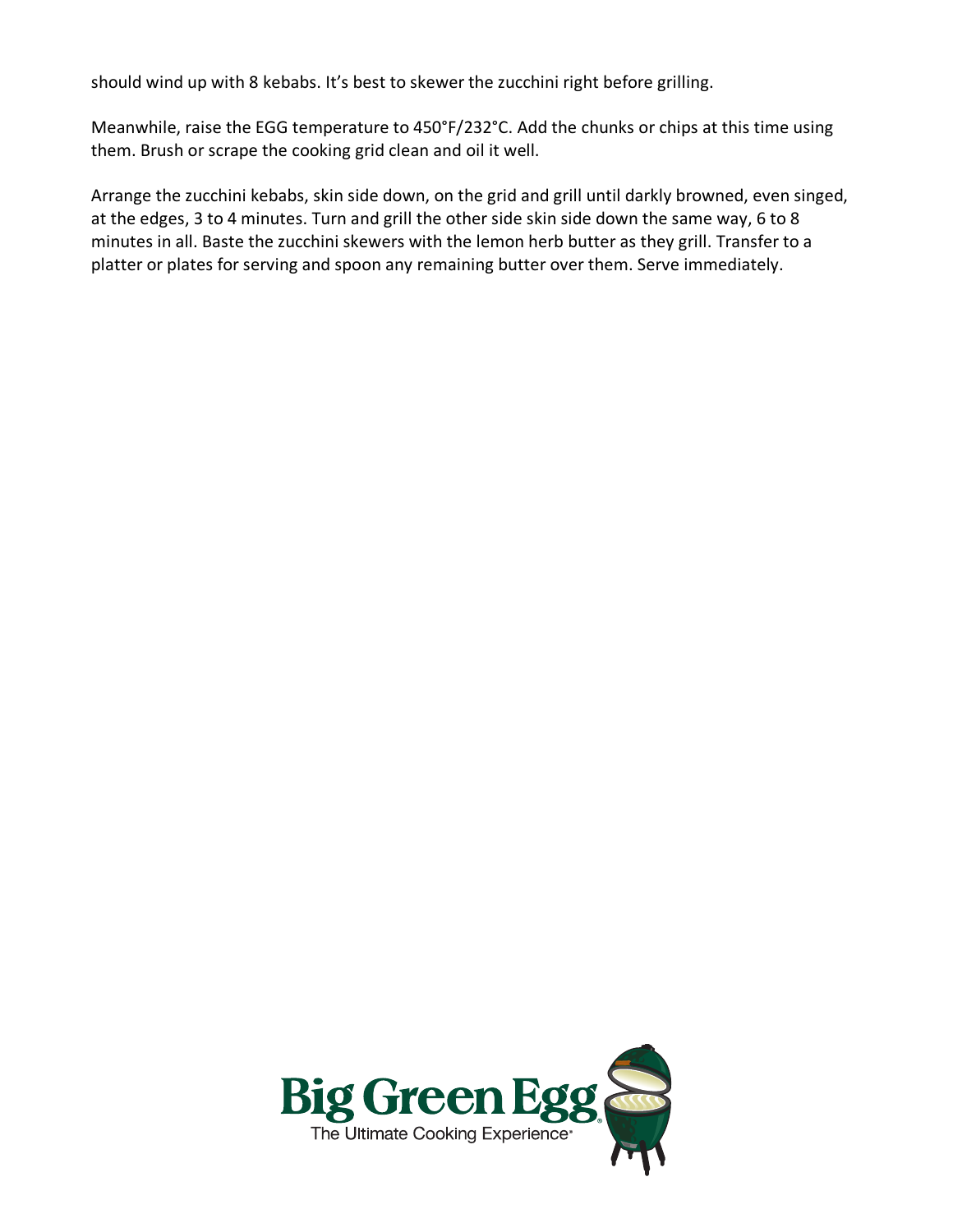should wind up with 8 kebabs. It's best to skewer the zucchini right before grilling.

Meanwhile, raise the EGG temperature to 450°F/232°C. Add the chunks or chips at this time using them. Brush or scrape the cooking grid clean and oil it well.

Arrange the zucchini kebabs, skin side down, on the grid and grill until darkly browned, even singed, at the edges, 3 to 4 minutes. Turn and grill the other side skin side down the same way, 6 to 8 minutes in all. Baste the zucchini skewers with the lemon herb butter as they grill. Transfer to a platter or plates for serving and spoon any remaining butter over them. Serve immediately.

Big Green Egg
The Ultimate Cooking Experience